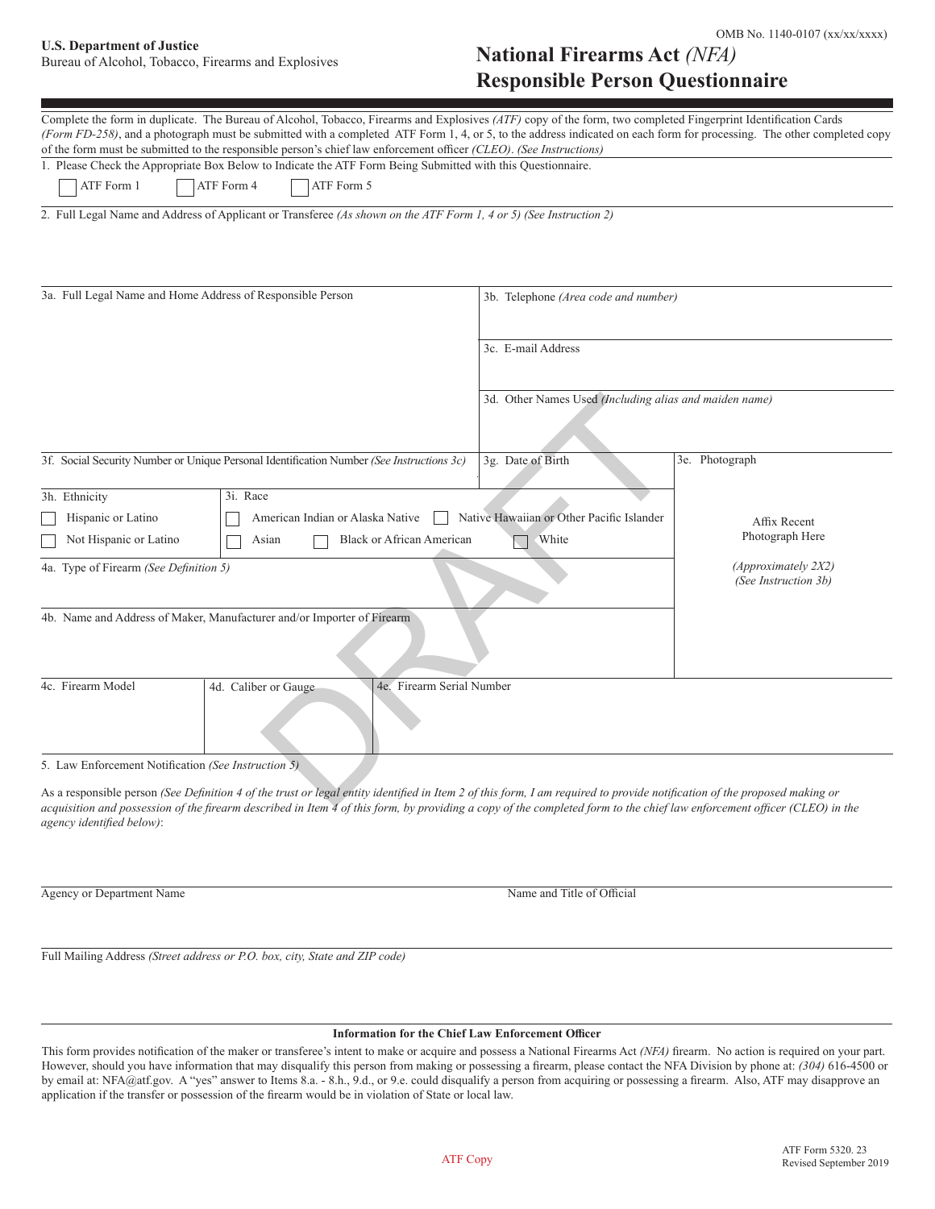U.S. Department of Justice
Bureau of Alcohol, Tobacco, Firearms and Explosives

OMB No. 1140-0107 (xx/xx/xxxx)

# National Firearms Act *(NFA)* Responsible Person Questionnaire

Complete the form in duplicate. The Bureau of Alcohol, Tobacco, Firearms and Explosives *(ATF)* copy of the form, two completed Fingerprint Identification Cards *(Form FD-258)*, and a photograph must be submitted with a completed ATF Form 1, 4, or 5, to the address indicated on each form for processing. The other completed copy of the form must be submitted to the responsible person's chief law enforcement officer *(CLEO)*. *(See Instructions)*

1. Please Check the Appropriate Box Below to Indicate the ATF Form Being Submitted with this Questionnaire.

☐ ATF Form 1 ☐ ATF Form 4 ☐ ATF Form 5

2. Full Legal Name and Address of Applicant or Transferee *(As shown on the ATF Form 1, 4 or 5) (See Instruction 2)*

3a. Full Legal Name and Home Address of Responsible Person

3b. Telephone *(Area code and number)*

3c. E-mail Address

3d. Other Names Used *(Including alias and maiden name)*

3f. Social Security Number or Unique Personal Identification Number *(See Instructions 3c)*

3g. Date of Birth

3e. Photograph

Affix Recent Photograph Here

*(Approximately 2X2)*
*(See Instruction 3b)*

3h. Ethnicity

☐ Hispanic or Latino
☐ Not Hispanic or Latino

3i. Race

☐ American Indian or Alaska Native ☐ Native Hawaiian or Other Pacific Islander
☐ Asian ☐ Black or African American ☐ White

4a. Type of Firearm *(See Definition 5)*

4b. Name and Address of Maker, Manufacturer and/or Importer of Firearm

| 4c. Firearm Model | 4d. Caliber or Gauge | 4e. Firearm Serial Number |
|---|---|---|
| | | |

5. Law Enforcement Notification *(See Instruction 5)*

As a responsible person *(See Definition 4 of the trust or legal entity identified in Item 2 of this form, I am required to provide notification of the proposed making or acquisition and possession of the firearm described in Item 4 of this form, by providing a copy of the completed form to the chief law enforcement officer (CLEO) in the agency identified below)*:

Agency or Department Name

Name and Title of Official

Full Mailing Address *(Street address or P.O. box, city, State and ZIP code)*

### Information for the Chief Law Enforcement Officer

This form provides notification of the maker or transferee's intent to make or acquire and possess a National Firearms Act *(NFA)* firearm. No action is required on your part. However, should you have information that may disqualify this person from making or possessing a firearm, please contact the NFA Division by phone at: *(304)* 616-4500 or by email at: NFA@atf.gov. A "yes" answer to Items 8.a. - 8.h., 9.d., or 9.e. could disqualify a person from acquiring or possessing a firearm. Also, ATF may disapprove an application if the transfer or possession of the firearm would be in violation of State or local law.

ATF Copy

ATF Form 5320. 23
Revised September 2019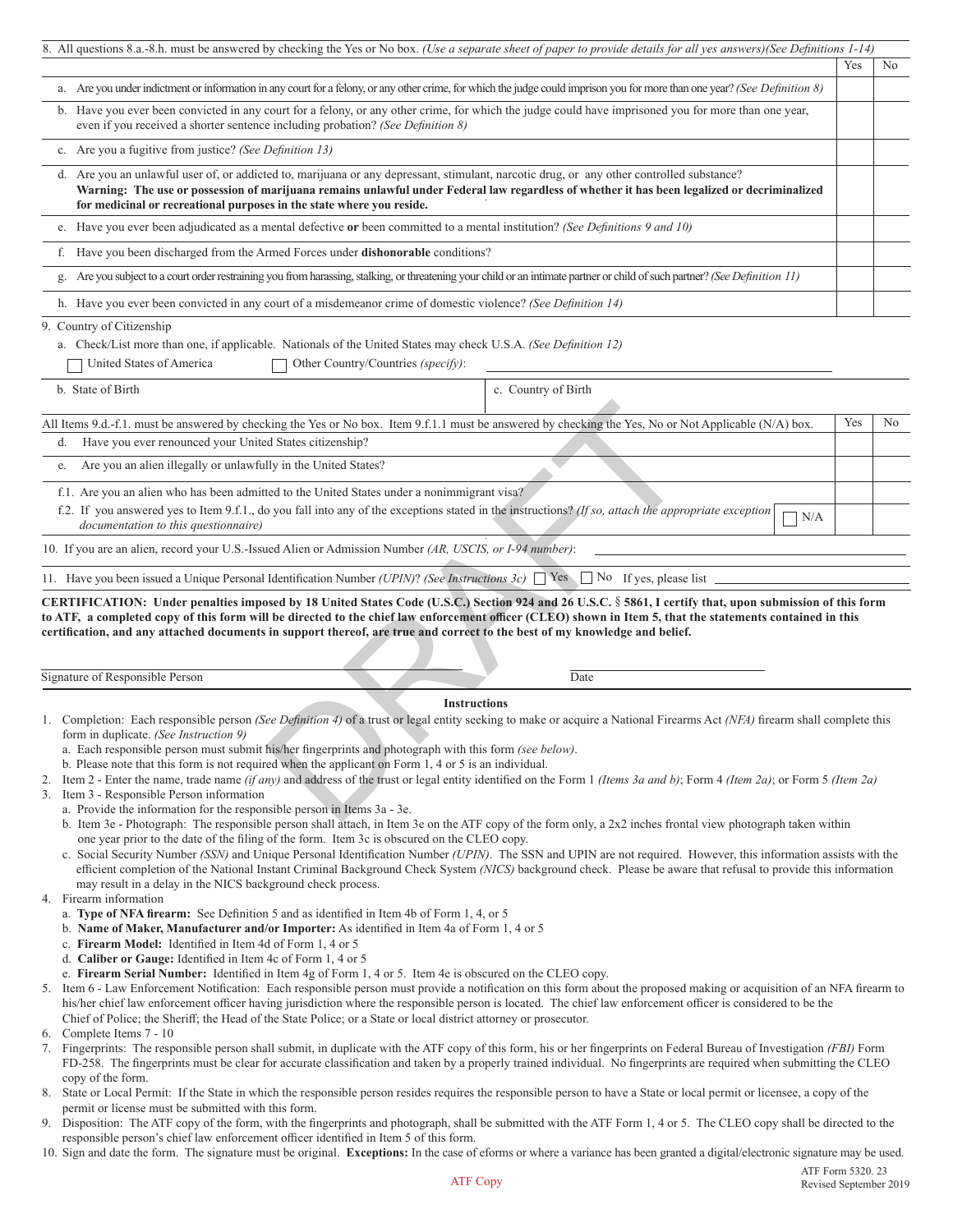| 8. All questions 8.a.-8.h. must be answered by checking the Yes or No box. *(Use a separate sheet of paper to provide details for all yes answers)(See Definitions 1-14)* | Yes | No |
|---|---|---|
| a. Are you under indictment or information in any court for a felony, or any other crime, for which the judge could imprison you for more than one year? *(See Definition 8)* | | |
| b. Have you ever been convicted in any court for a felony, or any other crime, for which the judge could have imprisoned you for more than one year, even if you received a shorter sentence including probation? *(See Definition 8)* | | |
| c. Are you a fugitive from justice? *(See Definition 13)* | | |
| d. Are you an unlawful user of, or addicted to, marijuana or any depressant, stimulant, narcotic drug, or any other controlled substance? **Warning: The use or possession of marijuana remains unlawful under Federal law regardless of whether it has been legalized or decriminalized for medicinal or recreational purposes in the state where you reside.** | | |
| e. Have you ever been adjudicated as a mental defective **or** been committed to a mental institution? *(See Definitions 9 and 10)* | | |
| f. Have you been discharged from the Armed Forces under **dishonorable** conditions? | | |
| g. Are you subject to a court order restraining you from harassing, stalking, or threatening your child or an intimate partner or child of such partner? *(See Definition 11)* | | |
| h. Have you ever been convicted in any court of a misdemeanor crime of domestic violence? *(See Definition 14)* | | |

9. Country of Citizenship

a. Check/List more than one, if applicable. Nationals of the United States may check U.S.A. *(See Definition 12)*

☐ United States of America ☐ Other Country/Countries *(specify)*: ______________________

| b. State of Birth | c. Country of Birth |
|---|---|

| All Items 9.d.-f.1. must be answered by checking the Yes or No box. Item 9.f.1.1 must be answered by checking the Yes, No or Not Applicable (N/A) box. | Yes | No |
|---|---|---|
| d. Have you ever renounced your United States citizenship? | | |
| e. Are you an alien illegally or unlawfully in the United States? | | |
| f.1. Are you an alien who has been admitted to the United States under a nonimmigrant visa? | | |
| f.2. If you answered yes to Item 9.f.1., do you fall into any of the exceptions stated in the instructions? *(If so, attach the appropriate exception documentation to this questionnaire)* ☐ N/A | | |

10. If you are an alien, record your U.S.-Issued Alien or Admission Number *(AR, USCIS, or I-94 number)*: ______________________

11. Have you been issued a Unique Personal Identification Number *(UPIN)*? *(See Instructions 3c)* ☐ Yes ☐ No If yes, please list ______________________

**CERTIFICATION: Under penalties imposed by 18 United States Code (U.S.C.) Section 924 and 26 U.S.C. § 5861, I certify that, upon submission of this form to ATF, a completed copy of this form will be directed to the chief law enforcement officer (CLEO) shown in Item 5, that the statements contained in this certification, and any attached documents in support thereof, are true and correct to the best of my knowledge and belief.**

______________________ ______________________

Signature of Responsible Person Date

## Instructions

1. Completion: Each responsible person *(See Definition 4)* of a trust or legal entity seeking to make or acquire a National Firearms Act *(NFA)* firearm shall complete this form in duplicate. *(See Instruction 9)*
   a. Each responsible person must submit his/her fingerprints and photograph with this form *(see below)*.
   b. Please note that this form is not required when the applicant on Form 1, 4 or 5 is an individual.
2. Item 2 - Enter the name, trade name *(if any)* and address of the trust or legal entity identified on the Form 1 *(Items 3a and b)*; Form 4 *(Item 2a)*; or Form 5 *(Item 2a)*
3. Item 3 - Responsible Person information
   a. Provide the information for the responsible person in Items 3a - 3e.
   b. Item 3e - Photograph: The responsible person shall attach, in Item 3e on the ATF copy of the form only, a 2x2 inches frontal view photograph taken within one year prior to the date of the filing of the form. Item 3c is obscured on the CLEO copy.
   c. Social Security Number *(SSN)* and Unique Personal Identification Number *(UPIN)*. The SSN and UPIN are not required. However, this information assists with the efficient completion of the National Instant Criminal Background Check System *(NICS)* background check. Please be aware that refusal to provide this information may result in a delay in the NICS background check process.
4. Firearm information
   a. **Type of NFA firearm:** See Definition 5 and as identified in Item 4b of Form 1, 4, or 5
   b. **Name of Maker, Manufacturer and/or Importer:** As identified in Item 4a of Form 1, 4 or 5
   c. **Firearm Model:** Identified in Item 4d of Form 1, 4 or 5
   d. **Caliber or Gauge:** Identified in Item 4c of Form 1, 4 or 5
   e. **Firearm Serial Number:** Identified in Item 4g of Form 1, 4 or 5. Item 4e is obscured on the CLEO copy.
5. Item 6 - Law Enforcement Notification: Each responsible person must provide a notification on this form about the proposed making or acquisition of an NFA firearm to his/her chief law enforcement officer having jurisdiction where the responsible person is located. The chief law enforcement officer is considered to be the Chief of Police; the Sheriff; the Head of the State Police; or a State or local district attorney or prosecutor.
6. Complete Items 7 - 10
7. Fingerprints: The responsible person shall submit, in duplicate with the ATF copy of this form, his or her fingerprints on Federal Bureau of Investigation *(FBI)* Form FD-258. The fingerprints must be clear for accurate classification and taken by a properly trained individual. No fingerprints are required when submitting the CLEO copy of the form.
8. State or Local Permit: If the State in which the responsible person resides requires the responsible person to have a State or local permit or licensee, a copy of the permit or license must be submitted with this form.
9. Disposition: The ATF copy of the form, with the fingerprints and photograph, shall be submitted with the ATF Form 1, 4 or 5. The CLEO copy shall be directed to the responsible person's chief law enforcement officer identified in Item 5 of this form.
10. Sign and date the form. The signature must be original. **Exceptions:** In the case of eforms or where a variance has been granted a digital/electronic signature may be used.

ATF Copy

ATF Form 5320. 23
Revised September 2019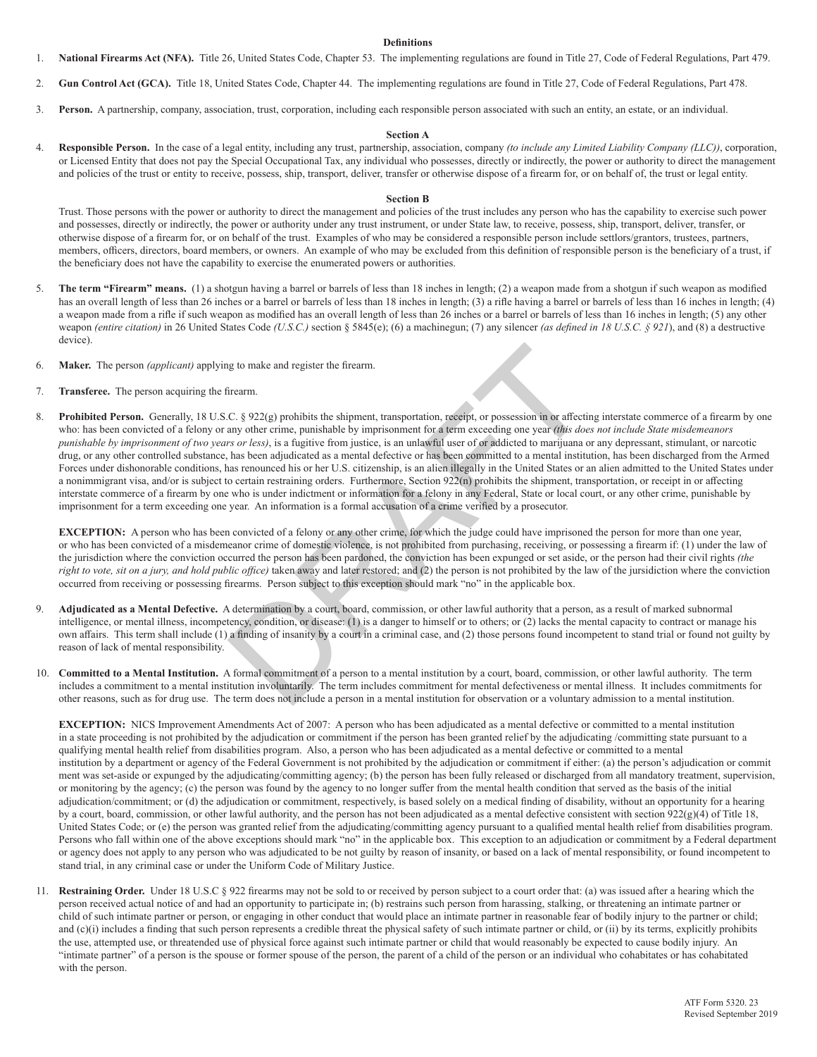### Definitions

1. **National Firearms Act (NFA).** Title 26, United States Code, Chapter 53. The implementing regulations are found in Title 27, Code of Federal Regulations, Part 479.

2. **Gun Control Act (GCA).** Title 18, United States Code, Chapter 44. The implementing regulations are found in Title 27, Code of Federal Regulations, Part 478.

3. **Person.** A partnership, company, association, trust, corporation, including each responsible person associated with such an entity, an estate, or an individual.

### Section A

4. **Responsible Person.** In the case of a legal entity, including any trust, partnership, association, company *(to include any Limited Liability Company (LLC))*, corporation, or Licensed Entity that does not pay the Special Occupational Tax, any individual who possesses, directly or indirectly, the power or authority to direct the management and policies of the trust or entity to receive, possess, ship, transport, deliver, transfer or otherwise dispose of a firearm for, or on behalf of, the trust or legal entity.

### Section B

Trust. Those persons with the power or authority to direct the management and policies of the trust includes any person who has the capability to exercise such power and possesses, directly or indirectly, the power or authority under any trust instrument, or under State law, to receive, possess, ship, transport, deliver, transfer, or otherwise dispose of a firearm for, or on behalf of the trust. Examples of who may be considered a responsible person include settlors/grantors, trustees, partners, members, officers, directors, board members, or owners. An example of who may be excluded from this definition of responsible person is the beneficiary of a trust, if the beneficiary does not have the capability to exercise the enumerated powers or authorities.

5. **The term "Firearm" means.** (1) a shotgun having a barrel or barrels of less than 18 inches in length; (2) a weapon made from a shotgun if such weapon as modified has an overall length of less than 26 inches or a barrel or barrels of less than 18 inches in length; (3) a rifle having a barrel or barrels of less than 16 inches in length; (4) a weapon made from a rifle if such weapon as modified has an overall length of less than 26 inches or a barrel or barrels of less than 16 inches in length; (5) any other weapon *(entire citation)* in 26 United States Code *(U.S.C.)* section § 5845(e); (6) a machinegun; (7) any silencer *(as defined in 18 U.S.C. § 921)*, and (8) a destructive device).

6. **Maker.** The person *(applicant)* applying to make and register the firearm.

7. **Transferee.** The person acquiring the firearm.

8. **Prohibited Person.** Generally, 18 U.S.C. § 922(g) prohibits the shipment, transportation, receipt, or possession in or affecting interstate commerce of a firearm by one who: has been convicted of a felony or any other crime, punishable by imprisonment for a term exceeding one year *(this does not include State misdemeanors punishable by imprisonment of two years or less)*, is a fugitive from justice, is an unlawful user of or addicted to marijuana or any depressant, stimulant, or narcotic drug, or any other controlled substance, has been adjudicated as a mental defective or has been committed to a mental institution, has been discharged from the Armed Forces under dishonorable conditions, has renounced his or her U.S. citizenship, is an alien illegally in the United States or an alien admitted to the United States under a nonimmigrant visa, and/or is subject to certain restraining orders. Furthermore, Section 922(n) prohibits the shipment, transportation, or receipt in or affecting interstate commerce of a firearm by one who is under indictment or information for a felony in any Federal, State or local court, or any other crime, punishable by imprisonment for a term exceeding one year. An information is a formal accusation of a crime verified by a prosecutor.

   **EXCEPTION:** A person who has been convicted of a felony or any other crime, for which the judge could have imprisoned the person for more than one year, or who has been convicted of a misdemeanor crime of domestic violence, is not prohibited from purchasing, receiving, or possessing a firearm if: (1) under the law of the jurisdiction where the conviction occurred the person has been pardoned, the conviction has been expunged or set aside, or the person had their civil rights *(the right to vote, sit on a jury, and hold public office)* taken away and later restored; and (2) the person is not prohibited by the law of the jursidiction where the conviction occurred from receiving or possessing firearms. Person subject to this exception should mark "no" in the applicable box.

9. **Adjudicated as a Mental Defective.** A determination by a court, board, commission, or other lawful authority that a person, as a result of marked subnormal intelligence, or mental illness, incompetency, condition, or disease: (1) is a danger to himself or to others; or (2) lacks the mental capacity to contract or manage his own affairs. This term shall include (1) a finding of insanity by a court in a criminal case, and (2) those persons found incompetent to stand trial or found not guilty by reason of lack of mental responsibility.

10. **Committed to a Mental Institution.** A formal commitment of a person to a mental institution by a court, board, commission, or other lawful authority. The term includes a commitment to a mental institution involuntarily. The term includes commitment for mental defectiveness or mental illness. It includes commitments for other reasons, such as for drug use. The term does not include a person in a mental institution for observation or a voluntary admission to a mental institution.

    **EXCEPTION:** NICS Improvement Amendments Act of 2007: A person who has been adjudicated as a mental defective or committed to a mental institution in a state proceeding is not prohibited by the adjudication or commitment if the person has been granted relief by the adjudicating /committing state pursuant to a qualifying mental health relief from disabilities program. Also, a person who has been adjudicated as a mental defective or committed to a mental institution by a department or agency of the Federal Government is not prohibited by the adjudication or commitment if either: (a) the person's adjudication or commit ment was set-aside or expunged by the adjudicating/committing agency; (b) the person has been fully released or discharged from all mandatory treatment, supervision, or monitoring by the agency; (c) the person was found by the agency to no longer suffer from the mental health condition that served as the basis of the initial adjudication/commitment; or (d) the adjudication or commitment, respectively, is based solely on a medical finding of disability, without an opportunity for a hearing by a court, board, commission, or other lawful authority, and the person has not been adjudicated as a mental defective consistent with section 922(g)(4) of Title 18, United States Code; or (e) the person was granted relief from the adjudicating/committing agency pursuant to a qualified mental health relief from disabilities program. Persons who fall within one of the above exceptions should mark "no" in the applicable box. This exception to an adjudication or commitment by a Federal department or agency does not apply to any person who was adjudicated to be not guilty by reason of insanity, or based on a lack of mental responsibility, or found incompetent to stand trial, in any criminal case or under the Uniform Code of Military Justice.

11. **Restraining Order.** Under 18 U.S.C § 922 firearms may not be sold to or received by person subject to a court order that: (a) was issued after a hearing which the person received actual notice of and had an opportunity to participate in; (b) restrains such person from harassing, stalking, or threatening an intimate partner or child of such intimate partner or person, or engaging in other conduct that would place an intimate partner in reasonable fear of bodily injury to the partner or child; and (c)(i) includes a finding that such person represents a credible threat the physical safety of such intimate partner or child, or (ii) by its terms, explicitly prohibits the use, attempted use, or threatened use of physical force against such intimate partner or child that would reasonably be expected to cause bodily injury. An "intimate partner" of a person is the spouse or former spouse of the person, the parent of a child of the person or an individual who cohabitates or has cohabitated with the person.

ATF Form 5320. 23
Revised September 2019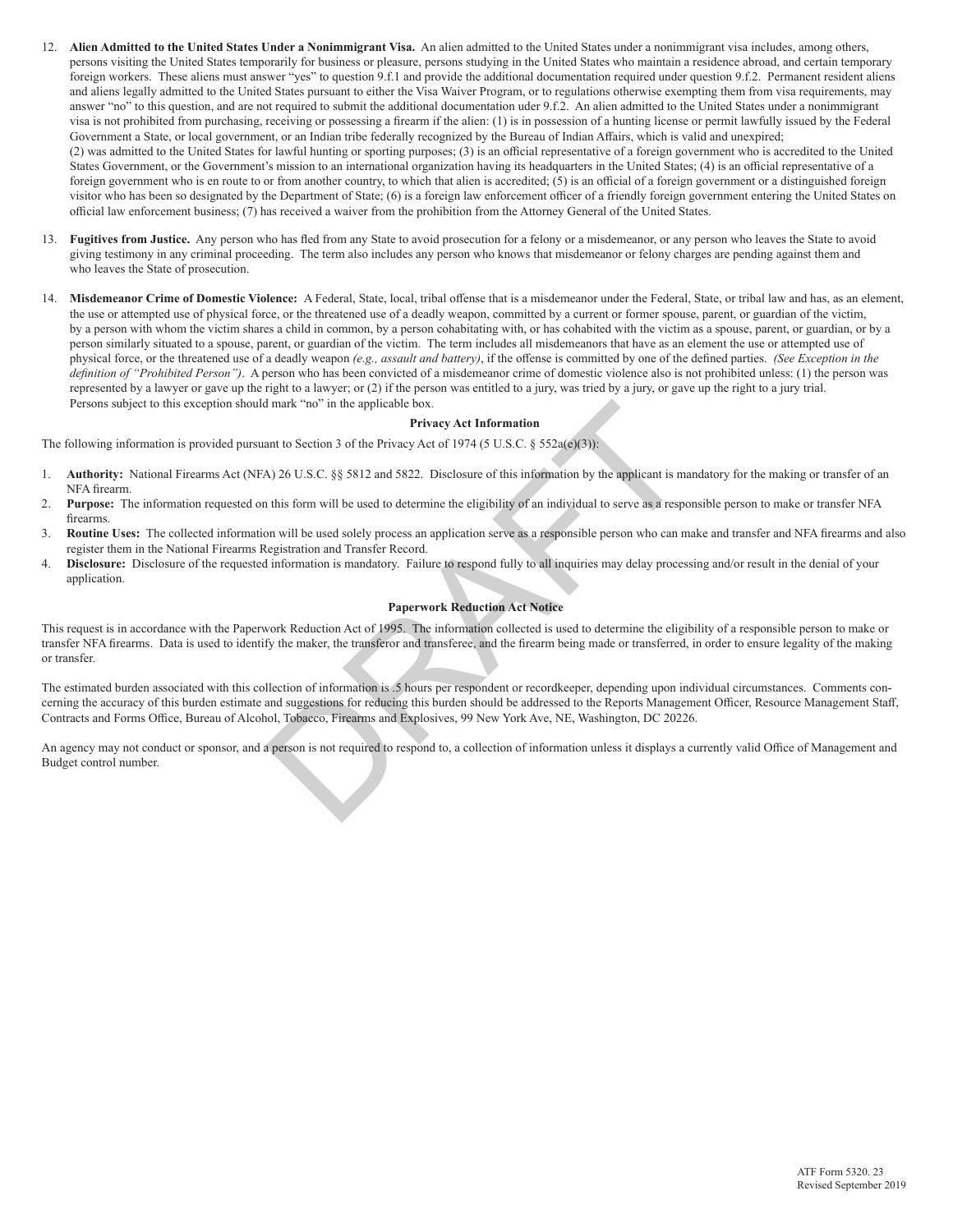12. **Alien Admitted to the United States Under a Nonimmigrant Visa.** An alien admitted to the United States under a nonimmigrant visa includes, among others, persons visiting the United States temporarily for business or pleasure, persons studying in the United States who maintain a residence abroad, and certain temporary foreign workers. These aliens must answer "yes" to question 9.f.1 and provide the additional documentation required under question 9.f.2. Permanent resident aliens and aliens legally admitted to the United States pursuant to either the Visa Waiver Program, or to regulations otherwise exempting them from visa requirements, may answer "no" to this question, and are not required to submit the additional documentation uder 9.f.2. An alien admitted to the United States under a nonimmigrant visa is not prohibited from purchasing, receiving or possessing a firearm if the alien: (1) is in possession of a hunting license or permit lawfully issued by the Federal Government a State, or local government, or an Indian tribe federally recognized by the Bureau of Indian Affairs, which is valid and unexpired; (2) was admitted to the United States for lawful hunting or sporting purposes; (3) is an official representative of a foreign government who is accredited to the United States Government, or the Government's mission to an international organization having its headquarters in the United States; (4) is an official representative of a foreign government who is en route to or from another country, to which that alien is accredited; (5) is an official of a foreign government or a distinguished foreign visitor who has been so designated by the Department of State; (6) is a foreign law enforcement officer of a friendly foreign government entering the United States on official law enforcement business; (7) has received a waiver from the prohibition from the Attorney General of the United States.

13. **Fugitives from Justice.** Any person who has fled from any State to avoid prosecution for a felony or a misdemeanor, or any person who leaves the State to avoid giving testimony in any criminal proceeding. The term also includes any person who knows that misdemeanor or felony charges are pending against them and who leaves the State of prosecution.

14. **Misdemeanor Crime of Domestic Violence:** A Federal, State, local, tribal offense that is a misdemeanor under the Federal, State, or tribal law and has, as an element, the use or attempted use of physical force, or the threatened use of a deadly weapon, committed by a current or former spouse, parent, or guardian of the victim, by a person with whom the victim shares a child in common, by a person cohabitating with, or has cohabited with the victim as a spouse, parent, or guardian, or by a person similarly situated to a spouse, parent, or guardian of the victim. The term includes all misdemeanors that have as an element the use or attempted use of physical force, or the threatened use of a deadly weapon *(e.g., assault and battery)*, if the offense is committed by one of the defined parties. *(See Exception in the definition of "Prohibited Person")*. A person who has been convicted of a misdemeanor crime of domestic violence also is not prohibited unless: (1) the person was represented by a lawyer or gave up the right to a lawyer; or (2) if the person was entitled to a jury, was tried by a jury, or gave up the right to a jury trial. Persons subject to this exception should mark "no" in the applicable box.

### Privacy Act Information

The following information is provided pursuant to Section 3 of the Privacy Act of 1974 (5 U.S.C. § 552a(e)(3)):

1. **Authority:** National Firearms Act (NFA) 26 U.S.C. §§ 5812 and 5822. Disclosure of this information by the applicant is mandatory for the making or transfer of an NFA firearm.
2. **Purpose:** The information requested on this form will be used to determine the eligibility of an individual to serve as a responsible person to make or transfer NFA firearms.
3. **Routine Uses:** The collected information will be used solely process an application serve as a responsible person who can make and transfer and NFA firearms and also register them in the National Firearms Registration and Transfer Record.
4. **Disclosure:** Disclosure of the requested information is mandatory. Failure to respond fully to all inquiries may delay processing and/or result in the denial of your application.

### Paperwork Reduction Act Notice

This request is in accordance with the Paperwork Reduction Act of 1995. The information collected is used to determine the eligibility of a responsible person to make or transfer NFA firearms. Data is used to identify the maker, the transferor and transferee, and the firearm being made or transferred, in order to ensure legality of the making or transfer.

The estimated burden associated with this collection of information is .5 hours per respondent or recordkeeper, depending upon individual circumstances. Comments concerning the accuracy of this burden estimate and suggestions for reducing this burden should be addressed to the Reports Management Officer, Resource Management Staff, Contracts and Forms Office, Bureau of Alcohol, Tobacco, Firearms and Explosives, 99 New York Ave, NE, Washington, DC 20226.

An agency may not conduct or sponsor, and a person is not required to respond to, a collection of information unless it displays a currently valid Office of Management and Budget control number.

ATF Form 5320. 23
Revised September 2019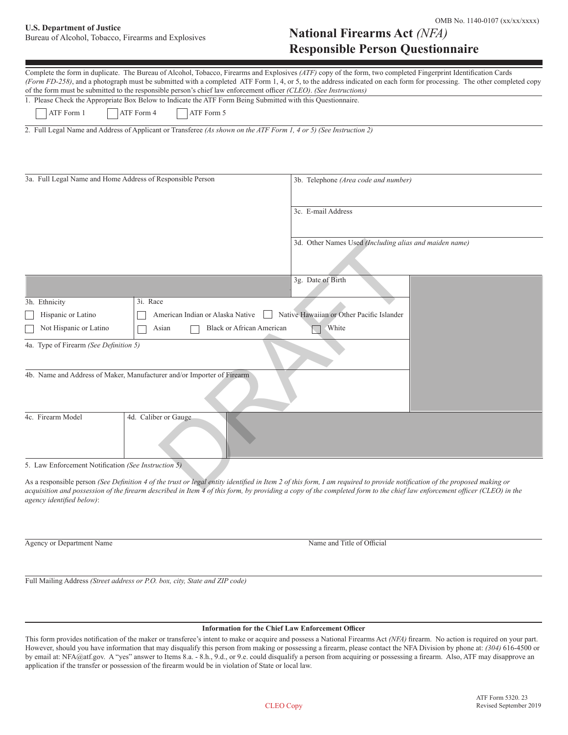U.S. Department of Justice
Bureau of Alcohol, Tobacco, Firearms and Explosives

OMB No. 1140-0107 (xx/xx/xxxx)

# National Firearms Act *(NFA)* Responsible Person Questionnaire

Complete the form in duplicate. The Bureau of Alcohol, Tobacco, Firearms and Explosives *(ATF)* copy of the form, two completed Fingerprint Identification Cards *(Form FD-258)*, and a photograph must be submitted with a completed ATF Form 1, 4, or 5, to the address indicated on each form for processing. The other completed copy of the form must be submitted to the responsible person's chief law enforcement officer *(CLEO)*. *(See Instructions)*

1. Please Check the Appropriate Box Below to Indicate the ATF Form Being Submitted with this Questionnaire.

☐ ATF Form 1 ☐ ATF Form 4 ☐ ATF Form 5

2. Full Legal Name and Address of Applicant or Transferee *(As shown on the ATF Form 1, 4 or 5) (See Instruction 2)*

3a. Full Legal Name and Home Address of Responsible Person

3b. Telephone *(Area code and number)*

3c. E-mail Address

3d. Other Names Used *(Including alias and maiden name)*

3g. Date of Birth

3h. Ethnicity

☐ Hispanic or Latino
☐ Not Hispanic or Latino

3i. Race

☐ American Indian or Alaska Native ☐ Native Hawaiian or Other Pacific Islander
☐ Asian ☐ Black or African American ☐ White

4a. Type of Firearm *(See Definition 5)*

4b. Name and Address of Maker, Manufacturer and/or Importer of Firearm

4c. Firearm Model

4d. Caliber or Gauge

5. Law Enforcement Notification *(See Instruction 5)*

As a responsible person *(See Definition 4 of the trust or legal entity identified in Item 2 of this form, I am required to provide notification of the proposed making or acquisition and possession of the firearm described in Item 4 of this form, by providing a copy of the completed form to the chief law enforcement officer (CLEO) in the agency identified below)*:

Agency or Department Name

Name and Title of Official

Full Mailing Address *(Street address or P.O. box, city, State and ZIP code)*

**Information for the Chief Law Enforcement Officer**

This form provides notification of the maker or transferee's intent to make or acquire and possess a National Firearms Act *(NFA)* firearm. No action is required on your part. However, should you have information that may disqualify this person from making or possessing a firearm, please contact the NFA Division by phone at: *(304)* 616-4500 or by email at: NFA@atf.gov. A "yes" answer to Items 8.a. - 8.h., 9.d., or 9.e. could disqualify a person from acquiring or possessing a firearm. Also, ATF may disapprove an application if the transfer or possession of the firearm would be in violation of State or local law.

CLEO Copy

ATF Form 5320. 23
Revised September 2019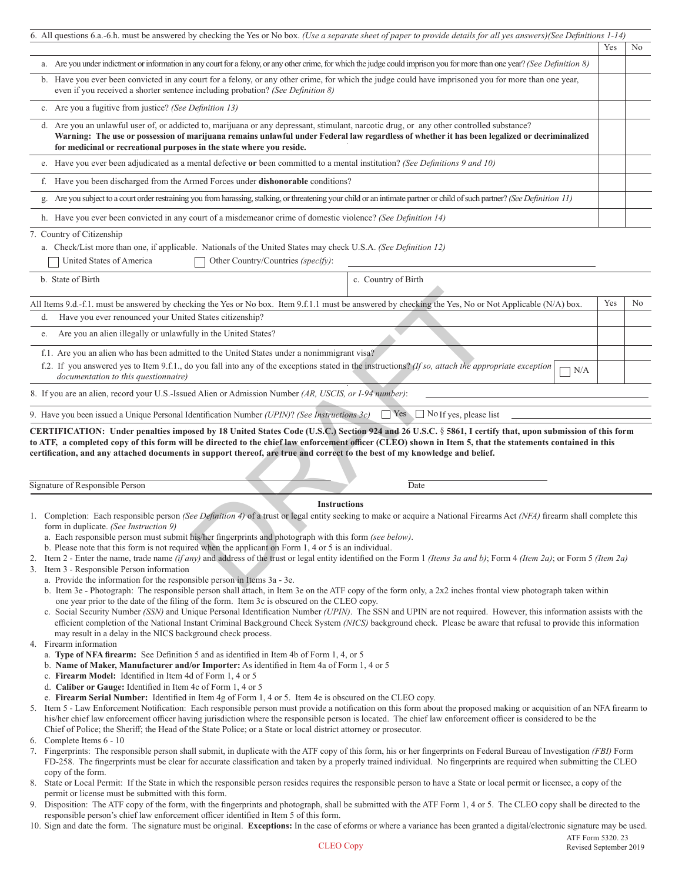6. All questions 6.a.-6.h. must be answered by checking the Yes or No box. *(Use a separate sheet of paper to provide details for all yes answers)(See Definitions 1-14)*

| | Yes | No |
|---|---|---|
| a. Are you under indictment or information in any court for a felony, or any other crime, for which the judge could imprison you for more than one year? *(See Definition 8)* | | |
| b. Have you ever been convicted in any court for a felony, or any other crime, for which the judge could have imprisoned you for more than one year, even if you received a shorter sentence including probation? *(See Definition 8)* | | |
| c. Are you a fugitive from justice? *(See Definition 13)* | | |
| d. Are you an unlawful user of, or addicted to, marijuana or any depressant, stimulant, narcotic drug, or any other controlled substance? **Warning: The use or possession of marijuana remains unlawful under Federal law regardless of whether it has been legalized or decriminalized for medicinal or recreational purposes in the state where you reside.** | | |
| e. Have you ever been adjudicated as a mental defective **or** been committed to a mental institution? *(See Definitions 9 and 10)* | | |
| f. Have you been discharged from the Armed Forces under **dishonorable** conditions? | | |
| g. Are you subject to a court order restraining you from harassing, stalking, or threatening your child or an intimate partner or child of such partner? *(See Definition 11)* | | |
| h. Have you ever been convicted in any court of a misdemeanor crime of domestic violence? *(See Definition 14)* | | |

7. Country of Citizenship

a. Check/List more than one, if applicable. Nationals of the United States may check U.S.A. *(See Definition 12)*

☐ United States of America ☐ Other Country/Countries *(specify)*:

| b. State of Birth | c. Country of Birth |
|---|---|

| All Items 9.d.-f.1. must be answered by checking the Yes or No box. Item 9.f.1.1 must be answered by checking the Yes, No or Not Applicable (N/A) box. | Yes | No |
|---|---|---|
| d. Have you ever renounced your United States citizenship? | | |
| e. Are you an alien illegally or unlawfully in the United States? | | |
| f.1. Are you an alien who has been admitted to the United States under a nonimmigrant visa? | | |
| f.2. If you answered yes to Item 9.f.1., do you fall into any of the exceptions stated in the instructions? *(If so, attach the appropriate exception documentation to this questionnaire)* ☐ N/A | | |

8. If you are an alien, record your U.S.-Issued Alien or Admission Number *(AR, USCIS, or I-94 number)*:

9. Have you been issued a Unique Personal Identification Number *(UPIN)*? *(See Instructions 3c)* ☐ Yes ☐ No If yes, please list

**CERTIFICATION: Under penalties imposed by 18 United States Code (U.S.C.) Section 924 and 26 U.S.C. § 5861, I certify that, upon submission of this form to ATF, a completed copy of this form will be directed to the chief law enforcement officer (CLEO) shown in Item 5, that the statements contained in this certification, and any attached documents in support thereof, are true and correct to the best of my knowledge and belief.**

Signature of Responsible Person

Date

## Instructions

1. Completion: Each responsible person *(See Definition 4)* of a trust or legal entity seeking to make or acquire a National Firearms Act *(NFA)* firearm shall complete this form in duplicate. *(See Instruction 9)*
   a. Each responsible person must submit his/her fingerprints and photograph with this form *(see below)*.
   b. Please note that this form is not required when the applicant on Form 1, 4 or 5 is an individual.
2. Item 2 - Enter the name, trade name *(if any)* and address of the trust or legal entity identified on the Form 1 *(Items 3a and b)*; Form 4 *(Item 2a)*; or Form 5 *(Item 2a)*
3. Item 3 - Responsible Person information
   a. Provide the information for the responsible person in Items 3a - 3e.
   b. Item 3e - Photograph: The responsible person shall attach, in Item 3e on the ATF copy of the form only, a 2x2 inches frontal view photograph taken within one year prior to the date of the filing of the form. Item 3c is obscured on the CLEO copy.
   c. Social Security Number *(SSN)* and Unique Personal Identification Number *(UPIN)*. The SSN and UPIN are not required. However, this information assists with the efficient completion of the National Instant Criminal Background Check System *(NICS)* background check. Please be aware that refusal to provide this information may result in a delay in the NICS background check process.
4. Firearm information
   a. **Type of NFA firearm:** See Definition 5 and as identified in Item 4b of Form 1, 4, or 5
   b. **Name of Maker, Manufacturer and/or Importer:** As identified in Item 4a of Form 1, 4 or 5
   c. **Firearm Model:** Identified in Item 4d of Form 1, 4 or 5
   d. **Caliber or Gauge:** Identified in Item 4c of Form 1, 4 or 5
   e. **Firearm Serial Number:** Identified in Item 4g of Form 1, 4 or 5. Item 4e is obscured on the CLEO copy.
5. Item 5 - Law Enforcement Notification: Each responsible person must provide a notification on this form about the proposed making or acquisition of an NFA firearm to his/her chief law enforcement officer having jurisdiction where the responsible person is located. The chief law enforcement officer is considered to be the Chief of Police; the Sheriff; the Head of the State Police; or a State or local district attorney or prosecutor.
6. Complete Items 6 - 10
7. Fingerprints: The responsible person shall submit, in duplicate with the ATF copy of this form, his or her fingerprints on Federal Bureau of Investigation *(FBI)* Form FD-258. The fingerprints must be clear for accurate classification and taken by a properly trained individual. No fingerprints are required when submitting the CLEO copy of the form.
8. State or Local Permit: If the State in which the responsible person resides requires the responsible person to have a State or local permit or licensee, a copy of the permit or license must be submitted with this form.
9. Disposition: The ATF copy of the form, with the fingerprints and photograph, shall be submitted with the ATF Form 1, 4 or 5. The CLEO copy shall be directed to the responsible person's chief law enforcement officer identified in Item 5 of this form.
10. Sign and date the form. The signature must be original. **Exceptions:** In the case of eforms or where a variance has been granted a digital/electronic signature may be used.

CLEO Copy

ATF Form 5320. 23
Revised September 2019